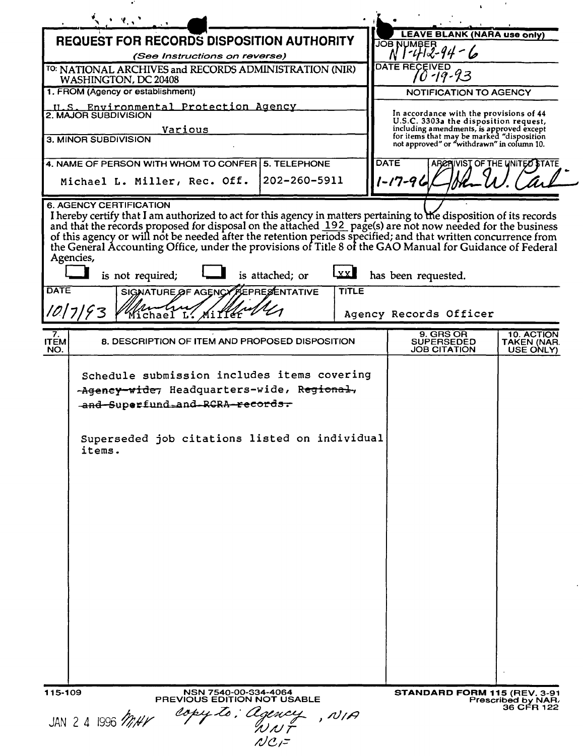# REQUEST FOR RECORDS DISPOSITION AUTHORITY

*(See Instructions on reverse)*

TO: NATIONAL ARCHIVES and RECORDS ADMINISTRATION (NIR) WASHINGTON, DC 20408

**LEAVE BLANK (NARA use only)**

JOB NUMBER: N1-412-94-6

DATE RECEIVED: 10-19-93

**NOTIFICATION TO AGENCY**

In accordance with the provisions of 44 U.S.C. 3303a the disposition request, including amendments, is approved except for items that may be marked "disposition not approved" or "withdrawn" in column 10.

DATE: 1-17-96

ARCHIVIST OF THE UNITED STATE: [signature]

1. FROM (Agency or establishment): U.S. Environmental Protection Agency

2. MAJOR SUBDIVISION: Various

3. MINOR SUBDIVISION:

4. NAME OF PERSON WITH WHOM TO CONFER: Michael L. Miller, Rec. Off.

5. TELEPHONE: 202-260-5911

6. AGENCY CERTIFICATION

I hereby certify that I am authorized to act for this agency in matters pertaining to the disposition of its records and that the records proposed for disposal on the attached 192 page(s) are not now needed for the business of this agency or will not be needed after the retention periods specified; and that written concurrence from the General Accounting Office, under the provisions of Title 8 of the GAO Manual for Guidance of Federal Agencies,

☐ is not required; ☐ is attached; or [XX] has been requested.

| DATE | SIGNATURE OF AGENCY REPRESENTATIVE | TITLE |
|---|---|---|
| 10/7/93 | Michael L. Miller | Agency Records Officer |

| 7. ITEM NO. | 8. DESCRIPTION OF ITEM AND PROPOSED DISPOSITION | 9. GRS OR SUPERSEDED JOB CITATION | 10. ACTION TAKEN (NARA USE ONLY) |
|---|---|---|---|
| | Schedule submission includes items covering ~~Agency-wide,~~ Headquarters-wide, ~~Regional, and Superfund and RCRA records.~~<br><br>Superseded job citations listed on individual items. | | |

115-109

NSN 7540-00-334-4064
PREVIOUS EDITION NOT USABLE

**STANDARD FORM 115** (REV. 3-91)
Prescribed by NARA
36 CFR 122

JAN 24 1996 MHV copy to: Agency, NIA, NNT, NCF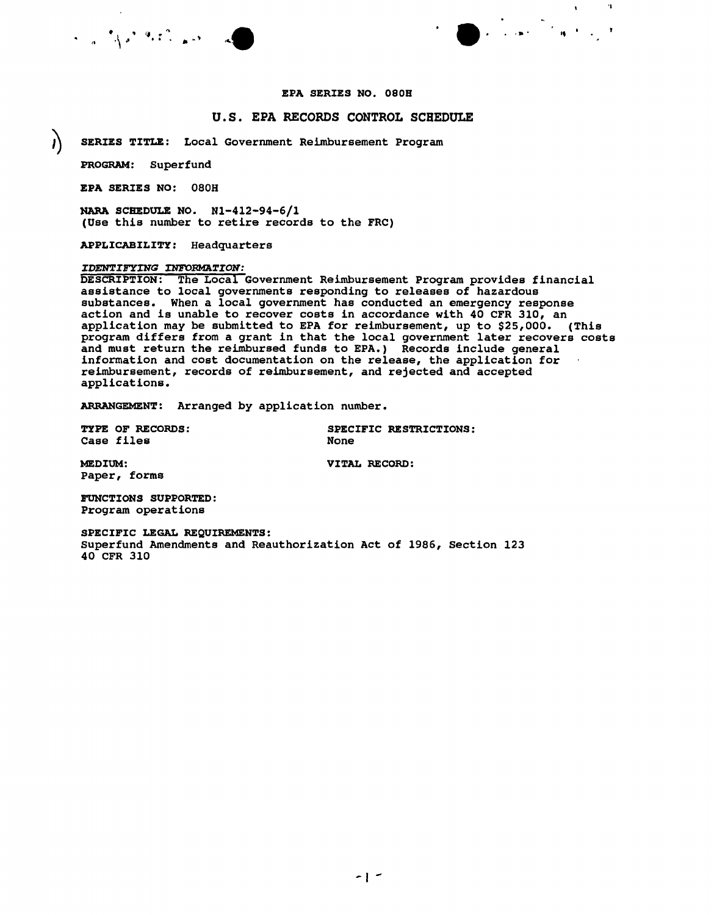EPA SERIES NO. 080H

# U.S. EPA RECORDS CONTROL SCHEDULE

**SERIES TITLE:** Local Government Reimbursement Program

**PROGRAM:** Superfund

**EPA SERIES NO:** 080H

**NARA SCHEDULE NO.** N1-412-94-6/1
(Use this number to retire records to the FRC)

**APPLICABILITY:** Headquarters

*IDENTIFYING INFORMATION:*
DESCRIPTION: The Local Government Reimbursement Program provides financial assistance to local governments responding to releases of hazardous substances. When a local government has conducted an emergency response action and is unable to recover costs in accordance with 40 CFR 310, an application may be submitted to EPA for reimbursement, up to $25,000. (This program differs from a grant in that the local government later recovers costs and must return the reimbursed funds to EPA.) Records include general information and cost documentation on the release, the application for reimbursement, records of reimbursement, and rejected and accepted applications.

**ARRANGEMENT:** Arranged by application number.

**TYPE OF RECORDS:**
Case files

**SPECIFIC RESTRICTIONS:**
None

**MEDIUM:**
Paper, forms

**VITAL RECORD:**

**FUNCTIONS SUPPORTED:**
Program operations

**SPECIFIC LEGAL REQUIREMENTS:**
Superfund Amendments and Reauthorization Act of 1986, Section 123
40 CFR 310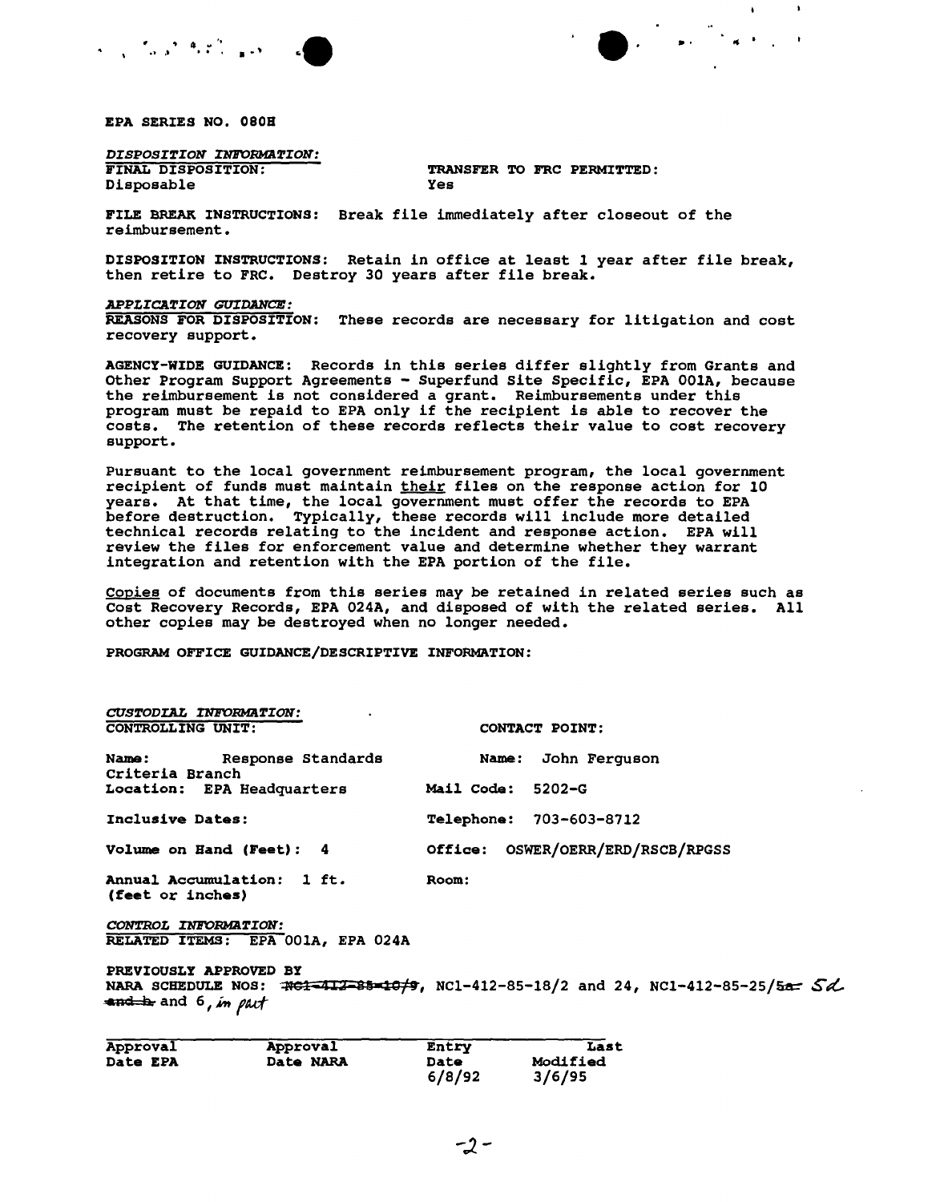EPA SERIES NO. 080H

*DISPOSITION INFORMATION:*

| FINAL DISPOSITION: | TRANSFER TO FRC PERMITTED: |
|---|---|
| Disposable | Yes |

FILE BREAK INSTRUCTIONS: Break file immediately after closeout of the reimbursement.

DISPOSITION INSTRUCTIONS: Retain in office at least 1 year after file break, then retire to FRC. Destroy 30 years after file break.

*APPLICATION GUIDANCE:*

REASONS FOR DISPOSITION: These records are necessary for litigation and cost recovery support.

AGENCY-WIDE GUIDANCE: Records in this series differ slightly from Grants and Other Program Support Agreements - Superfund Site Specific, EPA 001A, because the reimbursement is not considered a grant. Reimbursements under this program must be repaid to EPA only if the recipient is able to recover the costs. The retention of these records reflects their value to cost recovery support.

Pursuant to the local government reimbursement program, the local government recipient of funds must maintain their files on the response action for 10 years. At that time, the local government must offer the records to EPA before destruction. Typically, these records will include more detailed technical records relating to the incident and response action. EPA will review the files for enforcement value and determine whether they warrant integration and retention with the EPA portion of the file.

Copies of documents from this series may be retained in related series such as Cost Recovery Records, EPA 024A, and disposed of with the related series. All other copies may be destroyed when no longer needed.

PROGRAM OFFICE GUIDANCE/DESCRIPTIVE INFORMATION:

*CUSTODIAL INFORMATION:*

| CONTROLLING UNIT: | CONTACT POINT: |
|---|---|
| Name: Response Standards Criteria Branch | Name: John Ferguson |
| Location: EPA Headquarters | Mail Code: 5202-G |
| Inclusive Dates: | Telephone: 703-603-8712 |
| Volume on Hand (Feet): 4 | Office: OSWER/OERR/ERD/RSCB/RPGSS |
| Annual Accumulation: 1 ft. (feet or inches) | Room: |

*CONTROL INFORMATION:*

RELATED ITEMS: EPA 001A, EPA 024A

PREVIOUSLY APPROVED BY
NARA SCHEDULE NOS: ~~NC1-412-85-10/9~~, NC1-412-85-18/2 and 24, NC1-412-85-25/~~5a~~ 5d ~~and b~~ and 6, *in part*

| Approval Date EPA | Approval Date NARA | Entry Date | Last Modified |
|---|---|---|---|
| | | 6/8/92 | 3/6/95 |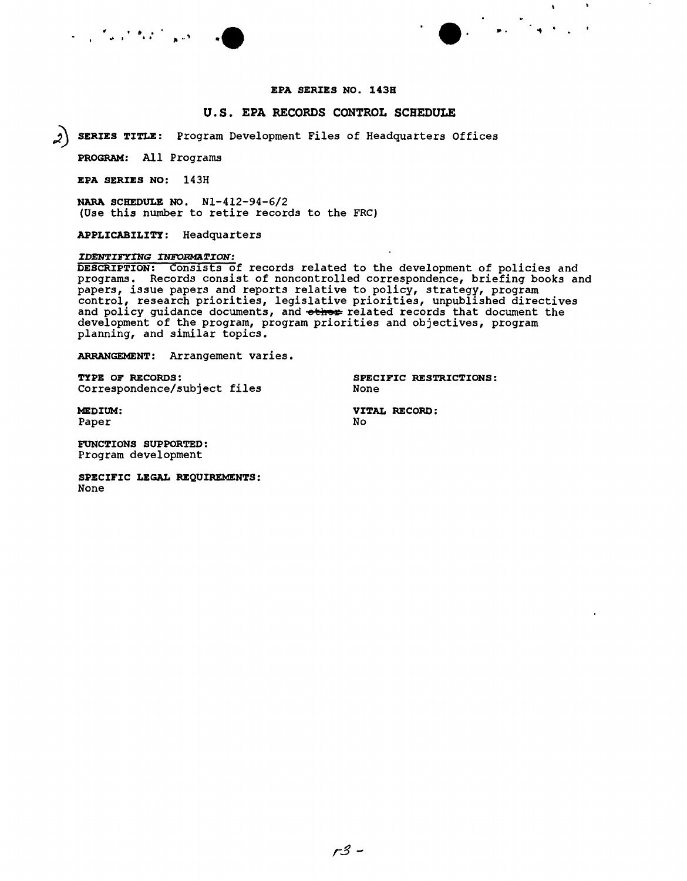**EPA SERIES NO. 143H**

## U.S. EPA RECORDS CONTROL SCHEDULE

2) **SERIES TITLE:** Program Development Files of Headquarters Offices

**PROGRAM:** All Programs

**EPA SERIES NO:** 143H

**NARA SCHEDULE NO.** N1-412-94-6/2
(Use this number to retire records to the FRC)

**APPLICABILITY:** Headquarters

***IDENTIFYING INFORMATION:***

DESCRIPTION: Consists of records related to the development of policies and programs. Records consist of noncontrolled correspondence, briefing books and papers, issue papers and reports relative to policy, strategy, program control, research priorities, legislative priorities, unpublished directives and policy guidance documents, and ~~other~~ related records that document the development of the program, program priorities and objectives, program planning, and similar topics.

**ARRANGEMENT:** Arrangement varies.

**TYPE OF RECORDS:**
Correspondence/subject files

**SPECIFIC RESTRICTIONS:**
None

**MEDIUM:**
Paper

**VITAL RECORD:**
No

**FUNCTIONS SUPPORTED:**
Program development

**SPECIFIC LEGAL REQUIREMENTS:**
None

r3 -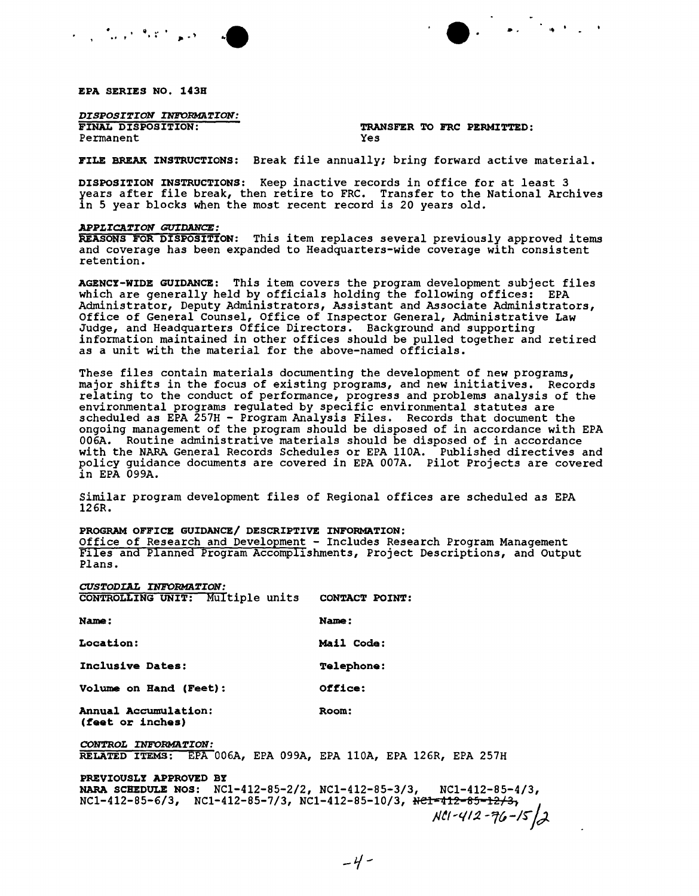**EPA SERIES NO. 143H**

***DISPOSITION INFORMATION:***

**FINAL DISPOSITION:** Permanent

**TRANSFER TO FRC PERMITTED:** Yes

**FILE BREAK INSTRUCTIONS:** Break file annually; bring forward active material.

**DISPOSITION INSTRUCTIONS:** Keep inactive records in office for at least 3 years after file break, then retire to FRC. Transfer to the National Archives in 5 year blocks when the most recent record is 20 years old.

***APPLICATION GUIDANCE:***

**REASONS FOR DISPOSITION:** This item replaces several previously approved items and coverage has been expanded to Headquarters-wide coverage with consistent retention.

**AGENCY-WIDE GUIDANCE:** This item covers the program development subject files which are generally held by officials holding the following offices: EPA Administrator, Deputy Administrators, Assistant and Associate Administrators, Office of General Counsel, Office of Inspector General, Administrative Law Judge, and Headquarters Office Directors. Background and supporting information maintained in other offices should be pulled together and retired as a unit with the material for the above-named officials.

These files contain materials documenting the development of new programs, major shifts in the focus of existing programs, and new initiatives. Records relating to the conduct of performance, progress and problems analysis of the environmental programs regulated by specific environmental statutes are scheduled as EPA 257H - Program Analysis Files. Records that document the ongoing management of the program should be disposed of in accordance with EPA 006A. Routine administrative materials should be disposed of in accordance with the NARA General Records Schedules or EPA 110A. Published directives and policy guidance documents are covered in EPA 007A. Pilot Projects are covered in EPA 099A.

Similar program development files of Regional offices are scheduled as EPA 126R.

**PROGRAM OFFICE GUIDANCE/ DESCRIPTIVE INFORMATION:**
Office of Research and Development - Includes Research Program Management Files and Planned Program Accomplishments, Project Descriptions, and Output Plans.

***CUSTODIAL INFORMATION:***

**CONTROLLING UNIT:** Multiple units

**CONTACT POINT:**

**Name:**

**Name:**

**Location:**

**Mail Code:**

**Inclusive Dates:**

**Telephone:**

**Volume on Hand (Feet):**

**Office:**

**Annual Accumulation: (feet or inches)**

**Room:**

***CONTROL INFORMATION:***

**RELATED ITEMS:** EPA 006A, EPA 099A, EPA 110A, EPA 126R, EPA 257H

**PREVIOUSLY APPROVED BY NARA SCHEDULE NOS:** NC1-412-85-2/2, NC1-412-85-3/3, NC1-412-85-4/3, NC1-412-85-6/3, NC1-412-85-7/3, NC1-412-85-10/3, ~~NC1-412-85-12/3,~~ NC1-412-76-15/2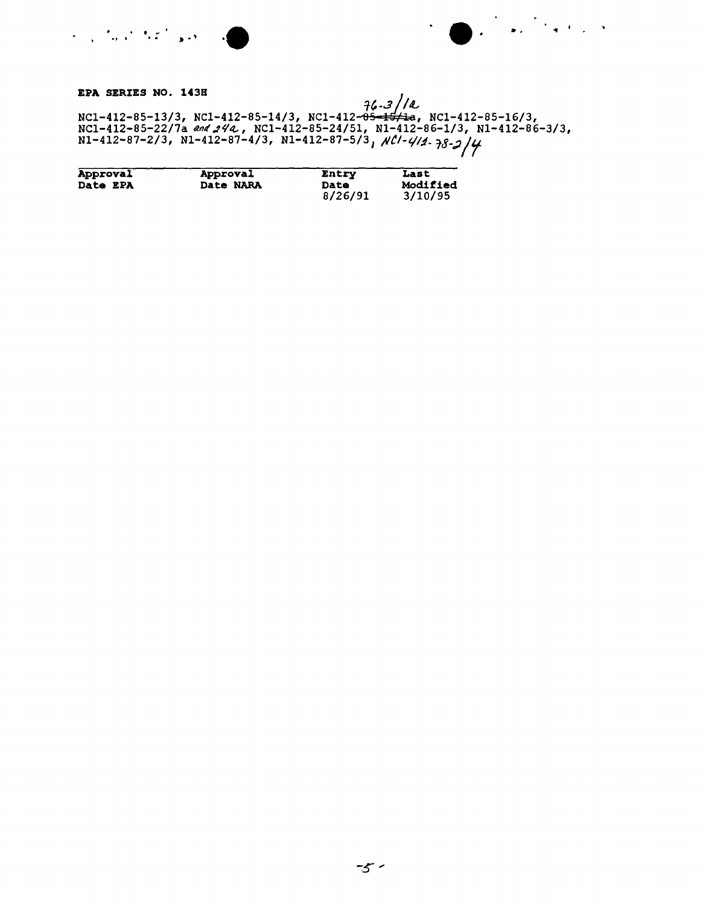**EPA SERIES NO. 143H**

NC1-412-85-13/3, NC1-412-85-14/3, NC1-412-~~85-15/1a~~ 76-3/1a, NC1-412-85-16/3, NC1-412-85-22/7a and 24a, NC1-412-85-24/51, N1-412-86-1/3, N1-412-86-3/3, N1-412-87-2/3, N1-412-87-4/3, N1-412-87-5/3, NC1-412-78-2/4

| Approval Date EPA | Approval Date NARA | Entry Date | Last Modified |
|---|---|---|---|
| | | 8/26/91 | 3/10/95 |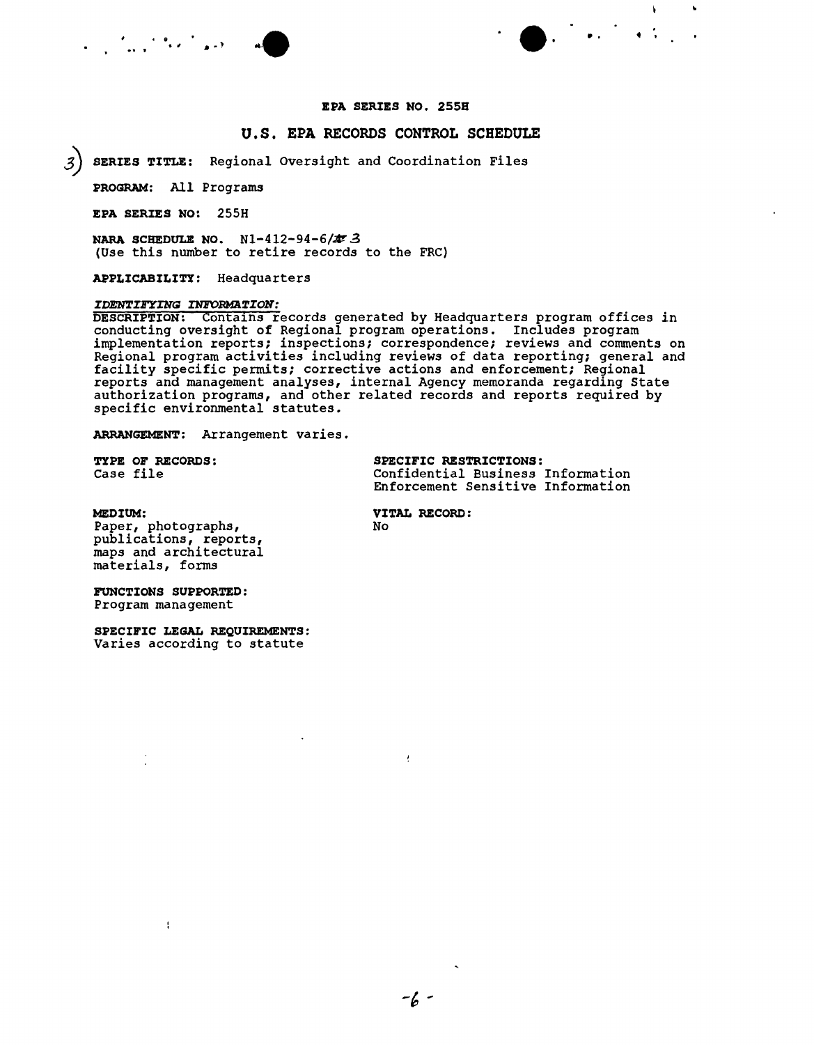**EPA SERIES NO. 255H**

## U.S. EPA RECORDS CONTROL SCHEDULE

3) **SERIES TITLE:** Regional Oversight and Coordination Files

**PROGRAM:** All Programs

**EPA SERIES NO:** 255H

**NARA SCHEDULE NO.** N1-412-94-6/3
(Use this number to retire records to the FRC)

**APPLICABILITY:** Headquarters

***IDENTIFYING INFORMATION:***
DESCRIPTION: Contains records generated by Headquarters program offices in conducting oversight of Regional program operations. Includes program implementation reports; inspections; correspondence; reviews and comments on Regional program activities including reviews of data reporting; general and facility specific permits; corrective actions and enforcement; Regional reports and management analyses, internal Agency memoranda regarding State authorization programs, and other related records and reports required by specific environmental statutes.

**ARRANGEMENT:** Arrangement varies.

**TYPE OF RECORDS:**
Case file

**SPECIFIC RESTRICTIONS:**
Confidential Business Information
Enforcement Sensitive Information

**MEDIUM:**
Paper, photographs, publications, reports, maps and architectural materials, forms

**VITAL RECORD:**
No

**FUNCTIONS SUPPORTED:**
Program management

**SPECIFIC LEGAL REQUIREMENTS:**
Varies according to statute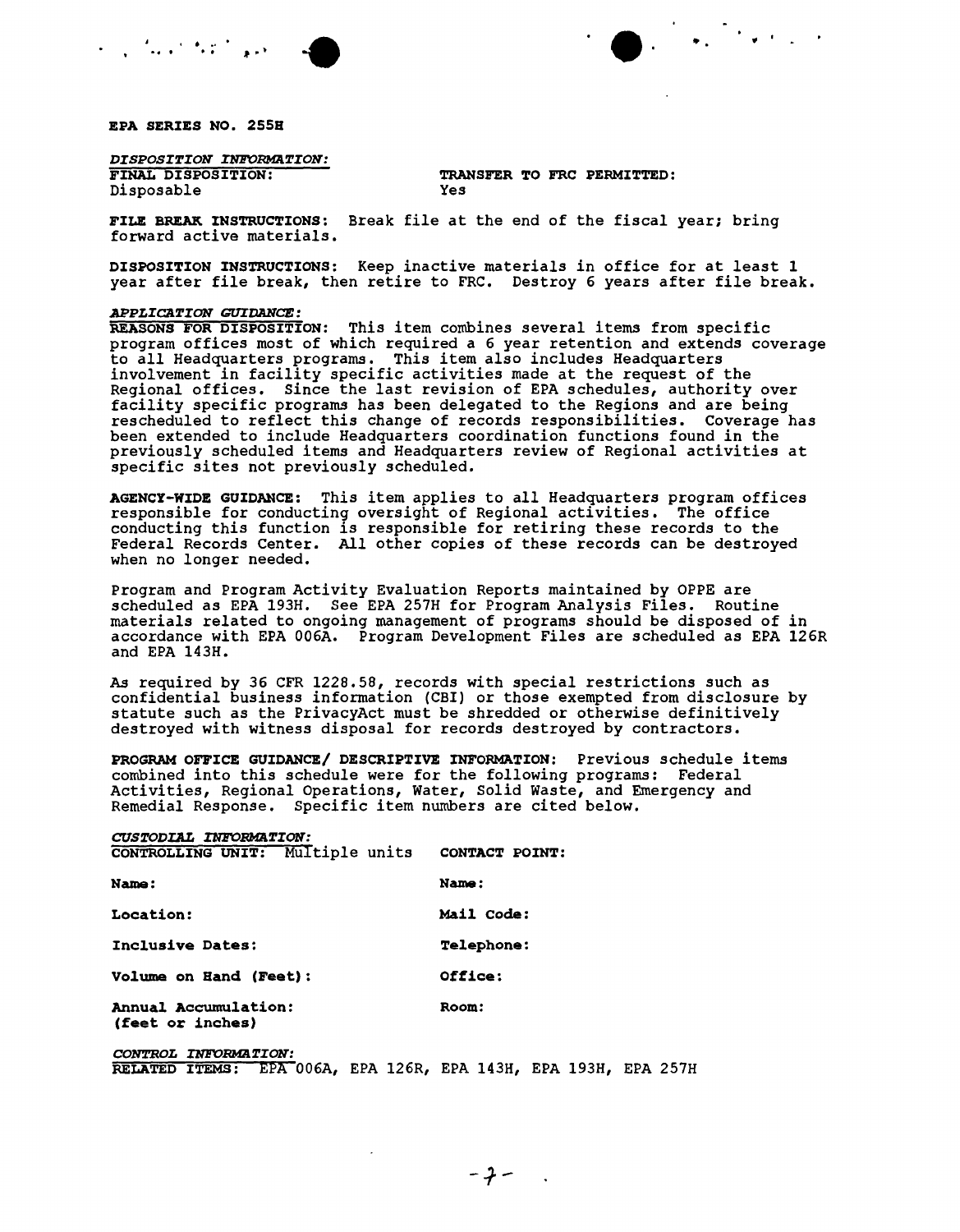**EPA SERIES NO. 255H**

*DISPOSITION INFORMATION:*

**FINAL DISPOSITION:** Disposable

**TRANSFER TO FRC PERMITTED:** Yes

**FILE BREAK INSTRUCTIONS:** Break file at the end of the fiscal year; bring forward active materials.

**DISPOSITION INSTRUCTIONS:** Keep inactive materials in office for at least 1 year after file break, then retire to FRC. Destroy 6 years after file break.

*APPLICATION GUIDANCE:*

**REASONS FOR DISPOSITION:** This item combines several items from specific program offices most of which required a 6 year retention and extends coverage to all Headquarters programs. This item also includes Headquarters involvement in facility specific activities made at the request of the Regional offices. Since the last revision of EPA schedules, authority over facility specific programs has been delegated to the Regions and are being rescheduled to reflect this change of records responsibilities. Coverage has been extended to include Headquarters coordination functions found in the previously scheduled items and Headquarters review of Regional activities at specific sites not previously scheduled.

**AGENCY-WIDE GUIDANCE:** This item applies to all Headquarters program offices responsible for conducting oversight of Regional activities. The office conducting this function is responsible for retiring these records to the Federal Records Center. All other copies of these records can be destroyed when no longer needed.

Program and Program Activity Evaluation Reports maintained by OPPE are scheduled as EPA 193H. See EPA 257H for Program Analysis Files. Routine materials related to ongoing management of programs should be disposed of in accordance with EPA 006A. Program Development Files are scheduled as EPA 126R and EPA 143H.

As required by 36 CFR 1228.58, records with special restrictions such as confidential business information (CBI) or those exempted from disclosure by statute such as the PrivacyAct must be shredded or otherwise definitively destroyed with witness disposal for records destroyed by contractors.

**PROGRAM OFFICE GUIDANCE/ DESCRIPTIVE INFORMATION:** Previous schedule items combined into this schedule were for the following programs: Federal Activities, Regional Operations, Water, Solid Waste, and Emergency and Remedial Response. Specific item numbers are cited below.

*CUSTODIAL INFORMATION:*

**CONTROLLING UNIT:** Multiple units

**Name:**

**Location:**

**Inclusive Dates:**

**Volume on Hand (Feet):**

**Annual Accumulation: (feet or inches)**

**CONTACT POINT:**

**Name:**

**Mail Code:**

**Telephone:**

**Office:**

**Room:**

*CONTROL INFORMATION:*

**RELATED ITEMS:** EPA 006A, EPA 126R, EPA 143H, EPA 193H, EPA 257H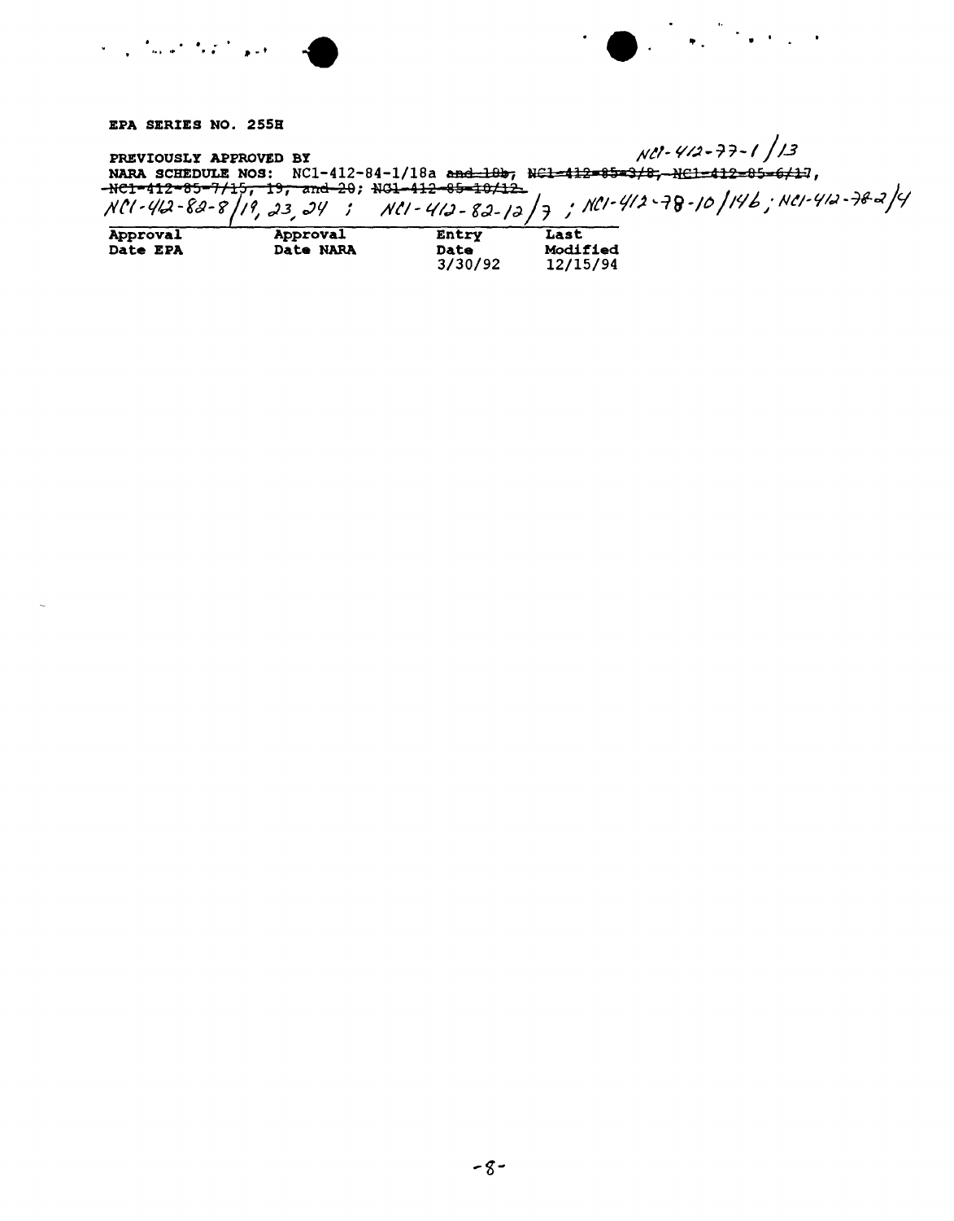**EPA SERIES NO. 255H**

**PREVIOUSLY APPROVED BY** NC1-412-77-1/13

**NARA SCHEDULE NOS:** NC1-412-84-1/18a ~~and 18b; NC1-412-85-3/8, NC1-412-85-6/17, NC1-412-85-7/15, 19, and 20; NC1-412-85-10/12.~~

NC1-412-82-8/19, 23, 24 ; NC1-412-82-12/7 ; NC1-412-78-10/14b ; NC1-412-78-2/4

| Approval Date EPA | Approval Date NARA | Entry Date | Last Modified |
|---|---|---|---|
| | | 3/30/92 | 12/15/94 |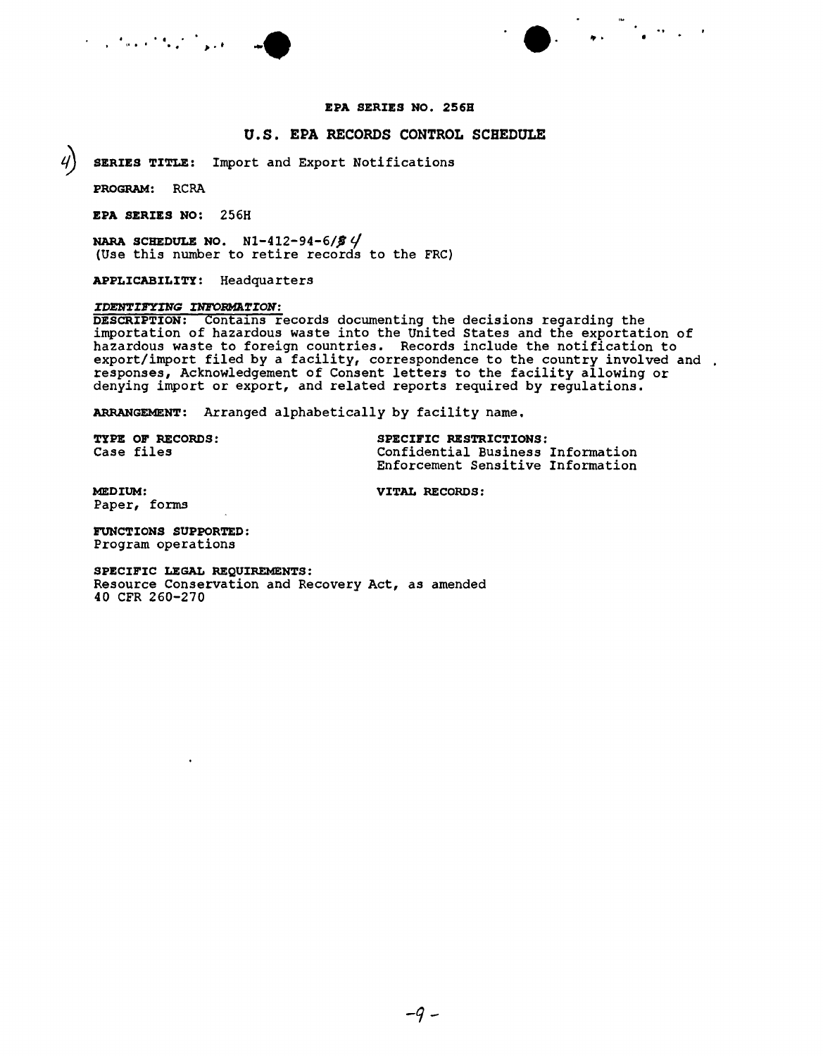**EPA SERIES NO. 256H**

## U.S. EPA RECORDS CONTROL SCHEDULE

4) **SERIES TITLE:** Import and Export Notifications

**PROGRAM:** RCRA

**EPA SERIES NO:** 256H

**NARA SCHEDULE NO.** N1-412-94-6/4
(Use this number to retire records to the FRC)

**APPLICABILITY:** Headquarters

***IDENTIFYING INFORMATION:***

**DESCRIPTION:** Contains records documenting the decisions regarding the importation of hazardous waste into the United States and the exportation of hazardous waste to foreign countries. Records include the notification to export/import filed by a facility, correspondence to the country involved and responses, Acknowledgement of Consent letters to the facility allowing or denying import or export, and related reports required by regulations.

**ARRANGEMENT:** Arranged alphabetically by facility name.

**TYPE OF RECORDS:**
Case files

**SPECIFIC RESTRICTIONS:**
Confidential Business Information
Enforcement Sensitive Information

**MEDIUM:**
Paper, forms

**VITAL RECORDS:**

**FUNCTIONS SUPPORTED:**
Program operations

**SPECIFIC LEGAL REQUIREMENTS:**
Resource Conservation and Recovery Act, as amended
40 CFR 260-270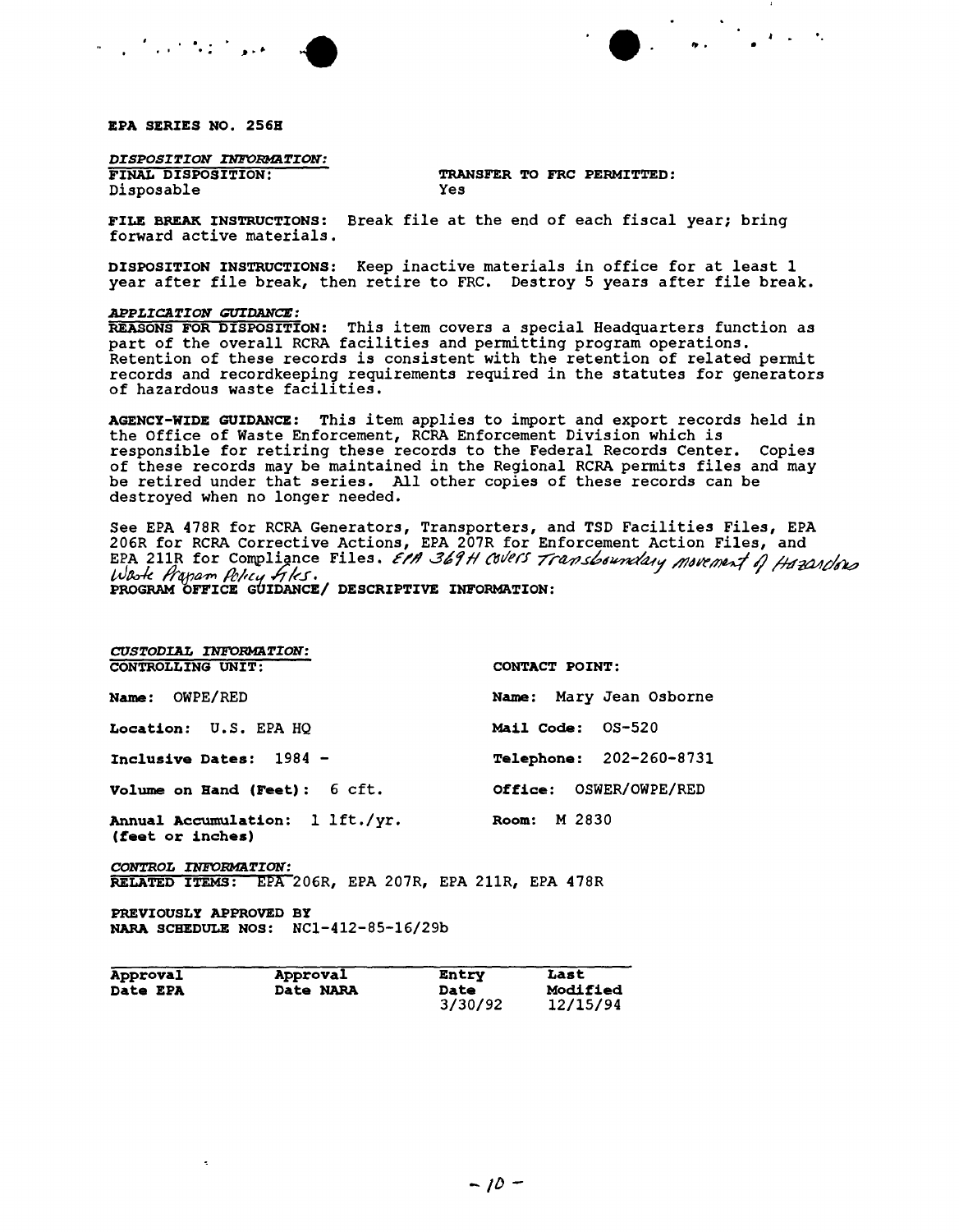**EPA SERIES NO. 256H**

*DISPOSITION INFORMATION:*

**FINAL DISPOSITION:**
Disposable

**TRANSFER TO FRC PERMITTED:**
Yes

**FILE BREAK INSTRUCTIONS:** Break file at the end of each fiscal year; bring forward active materials.

**DISPOSITION INSTRUCTIONS:** Keep inactive materials in office for at least 1 year after file break, then retire to FRC. Destroy 5 years after file break.

*APPLICATION GUIDANCE:*

**REASONS FOR DISPOSITION:** This item covers a special Headquarters function as part of the overall RCRA facilities and permitting program operations. Retention of these records is consistent with the retention of related permit records and recordkeeping requirements required in the statutes for generators of hazardous waste facilities.

**AGENCY-WIDE GUIDANCE:** This item applies to import and export records held in the Office of Waste Enforcement, RCRA Enforcement Division which is responsible for retiring these records to the Federal Records Center. Copies of these records may be maintained in the Regional RCRA permits files and may be retired under that series. All other copies of these records can be destroyed when no longer needed.

See EPA 478R for RCRA Generators, Transporters, and TSD Facilities Files, EPA 206R for RCRA Corrective Actions, EPA 207R for Enforcement Action Files, and EPA 211R for Compliance Files. EPA 369H covers Transboundary movement of Hazardous Waste Program Policy files.

**PROGRAM OFFICE GUIDANCE/ DESCRIPTIVE INFORMATION:**

*CUSTODIAL INFORMATION:*

**CONTROLLING UNIT:**

**Name:** OWPE/RED

**Location:** U.S. EPA HQ

**Inclusive Dates:** 1984 -

**Volume on Hand (Feet):** 6 cft.

**Annual Accumulation:** 1 lft./yr.
**(feet or inches)**

**CONTACT POINT:**

**Name:** Mary Jean Osborne

**Mail Code:** OS-520

**Telephone:** 202-260-8731

**Office:** OSWER/OWPE/RED

**Room:** M 2830

*CONTROL INFORMATION:*

**RELATED ITEMS:** EPA 206R, EPA 207R, EPA 211R, EPA 478R

**PREVIOUSLY APPROVED BY NARA SCHEDULE NOS:** NC1-412-85-16/29b

| Approval Date EPA | Approval Date NARA | Entry Date | Last Modified |
|---|---|---|---|
| | | 3/30/92 | 12/15/94 |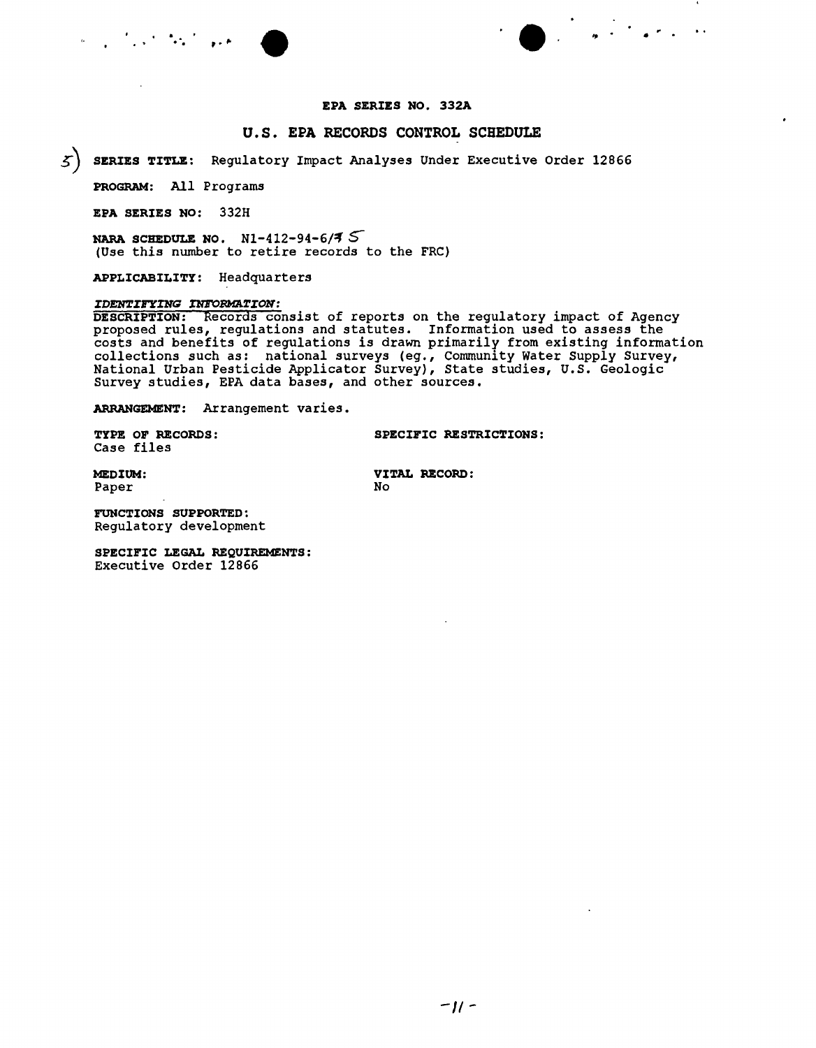**EPA SERIES NO. 332A**

## U.S. EPA RECORDS CONTROL SCHEDULE

5) **SERIES TITLE:** Regulatory Impact Analyses Under Executive Order 12866

**PROGRAM:** All Programs

**EPA SERIES NO:** 332H

**NARA SCHEDULE NO.** N1-412-94-6/~~4~~ 5
(Use this number to retire records to the FRC)

**APPLICABILITY:** Headquarters

***IDENTIFYING INFORMATION:***
DESCRIPTION: Records consist of reports on the regulatory impact of Agency proposed rules, regulations and statutes. Information used to assess the costs and benefits of regulations is drawn primarily from existing information collections such as: national surveys (eg., Community Water Supply Survey, National Urban Pesticide Applicator Survey), State studies, U.S. Geologic Survey studies, EPA data bases, and other sources.

**ARRANGEMENT:** Arrangement varies.

**TYPE OF RECORDS:**
Case files

**SPECIFIC RESTRICTIONS:**

**MEDIUM:**
Paper

**VITAL RECORD:**
No

**FUNCTIONS SUPPORTED:**
Regulatory development

**SPECIFIC LEGAL REQUIREMENTS:**
Executive Order 12866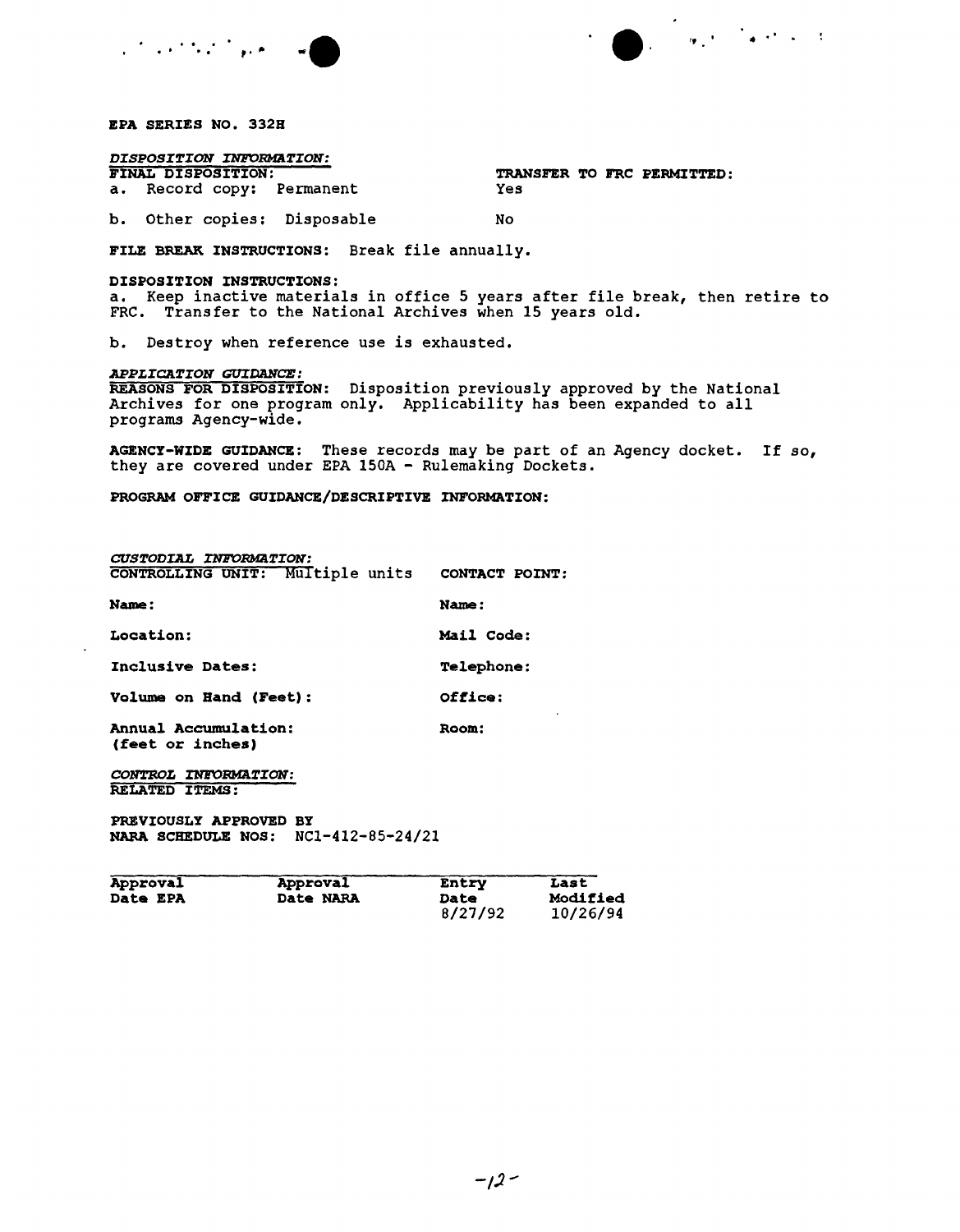**EPA SERIES NO. 332H**

*DISPOSITION INFORMATION:*

| | |
|---|---|
| **FINAL DISPOSITION:** | **TRANSFER TO FRC PERMITTED:** |
| a. Record copy: Permanent | Yes |
| b. Other copies: Disposable | No |

**FILE BREAK INSTRUCTIONS:** Break file annually.

**DISPOSITION INSTRUCTIONS:**

a. Keep inactive materials in office 5 years after file break, then retire to FRC. Transfer to the National Archives when 15 years old.

b. Destroy when reference use is exhausted.

*APPLICATION GUIDANCE:*

**REASONS FOR DISPOSITION:** Disposition previously approved by the National Archives for one program only. Applicability has been expanded to all programs Agency-wide.

**AGENCY-WIDE GUIDANCE:** These records may be part of an Agency docket. If so, they are covered under EPA 150A - Rulemaking Dockets.

**PROGRAM OFFICE GUIDANCE/DESCRIPTIVE INFORMATION:**

*CUSTODIAL INFORMATION:*

| | |
|---|---|
| **CONTROLLING UNIT:** Multiple units | **CONTACT POINT:** |
| **Name:** | **Name:** |
| **Location:** | **Mail Code:** |
| **Inclusive Dates:** | **Telephone:** |
| **Volume on Hand (Feet):** | **Office:** |
| **Annual Accumulation: (feet or inches)** | **Room:** |

*CONTROL INFORMATION:*

**RELATED ITEMS:**

**PREVIOUSLY APPROVED BY NARA SCHEDULE NOS:** NC1-412-85-24/21

| Approval Date EPA | Approval Date NARA | Entry Date | Last Modified |
|---|---|---|---|
| | | 8/27/92 | 10/26/94 |